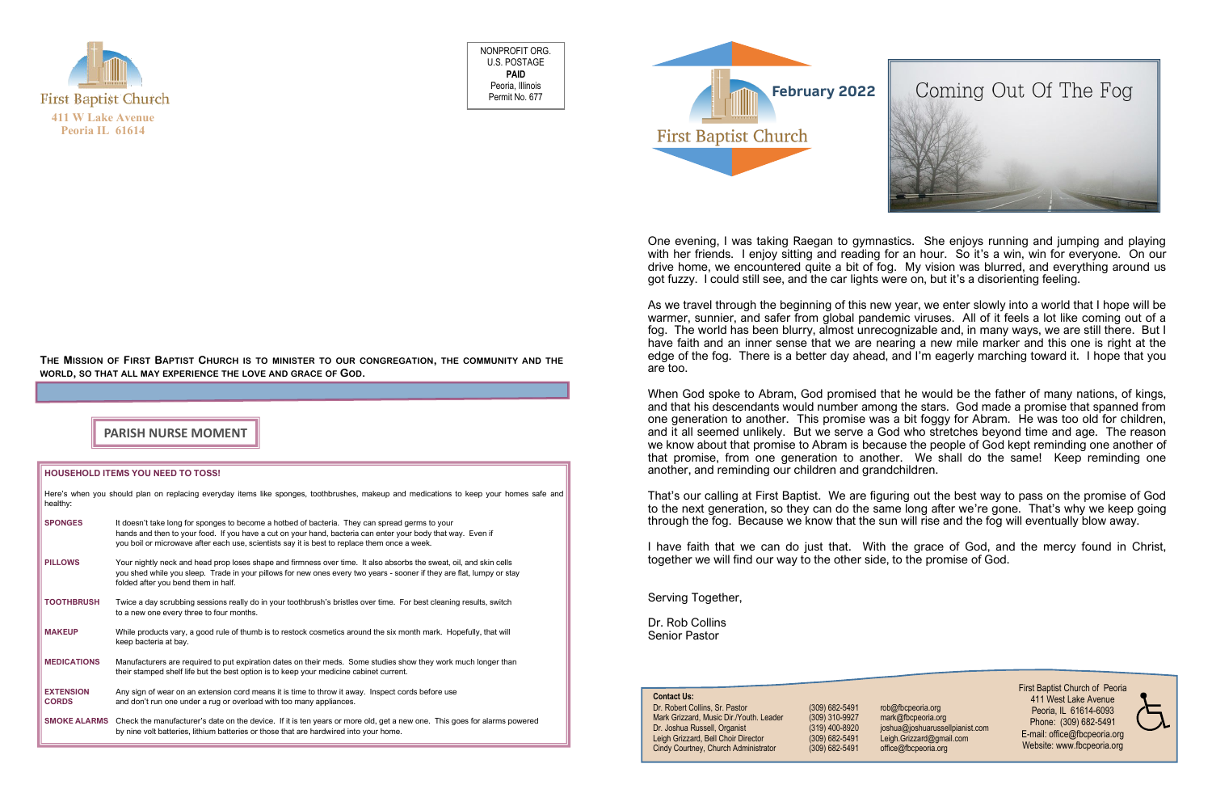First Baptist Church
411 W Lake Avenue
Peoria IL 61614

NONPROFIT ORG.
U.S. POSTAGE
**PAID**
Peoria, Illinois
Permit No. 677

**The Mission of First Baptist Church is to minister to our congregation, the community and the world, so that all may experience the love and grace of God.**

## PARISH NURSE MOMENT

### HOUSEHOLD ITEMS YOU NEED TO TOSS!

Here's when you should plan on replacing everyday items like sponges, toothbrushes, makeup and medications to keep your homes safe and healthy:

| | |
|---|---|
| **SPONGES** | It doesn't take long for sponges to become a hotbed of bacteria. They can spread germs to your hands and then to your food. If you have a cut on your hand, bacteria can enter your body that way. Even if you boil or microwave after each use, scientists say it is best to replace them once a week. |
| **PILLOWS** | Your nightly neck and head prop loses shape and firmness over time. It also absorbs the sweat, oil, and skin cells you shed while you sleep. Trade in your pillows for new ones every two years - sooner if they are flat, lumpy or stay folded after you bend them in half. |
| **TOOTHBRUSH** | Twice a day scrubbing sessions really do in your toothbrush's bristles over time. For best cleaning results, switch to a new one every three to four months. |
| **MAKEUP** | While products vary, a good rule of thumb is to restock cosmetics around the six month mark. Hopefully, that will keep bacteria at bay. |
| **MEDICATIONS** | Manufacturers are required to put expiration dates on their meds. Some studies show they work much longer than their stamped shelf life but the best option is to keep your medicine cabinet current. |
| **EXTENSION CORDS** | Any sign of wear on an extension cord means it is time to throw it away. Inspect cords before use and don't run one under a rug or overload with too many appliances. |
| **SMOKE ALARMS** | Check the manufacturer's date on the device. If it is ten years or more old, get a new one. This goes for alarms powered by nine volt batteries, lithium batteries or those that are hardwired into your home. |

# First Baptist Church — February 2022

## Coming Out Of The Fog

One evening, I was taking Raegan to gymnastics. She enjoys running and jumping and playing with her friends. I enjoy sitting and reading for an hour. So it's a win, win for everyone. On our drive home, we encountered quite a bit of fog. My vision was blurred, and everything around us got fuzzy. I could still see, and the car lights were on, but it's a disorienting feeling.

As we travel through the beginning of this new year, we enter slowly into a world that I hope will be warmer, sunnier, and safer from global pandemic viruses. All of it feels a lot like coming out of a fog. The world has been blurry, almost unrecognizable and, in many ways, we are still there. But I have faith and an inner sense that we are nearing a new mile marker and this one is right at the edge of the fog. There is a better day ahead, and I'm eagerly marching toward it. I hope that you are too.

When God spoke to Abram, God promised that he would be the father of many nations, of kings, and that his descendants would number among the stars. God made a promise that spanned from one generation to another. This promise was a bit foggy for Abram. He was too old for children, and it all seemed unlikely. But we serve a God who stretches beyond time and age. The reason we know about that promise to Abram is because the people of God kept reminding one another of that promise, from one generation to another. We shall do the same! Keep reminding one another, and reminding our children and grandchildren.

That's our calling at First Baptist. We are figuring out the best way to pass on the promise of God to the next generation, so they can do the same long after we're gone. That's why we keep going through the fog. Because we know that the sun will rise and the fog will eventually blow away.

I have faith that we can do just that. With the grace of God, and the mercy found in Christ, together we will find our way to the other side, to the promise of God.

Serving Together,

Dr. Rob Collins
Senior Pastor

**Contact Us:**

| | | |
|---|---|---|
| Dr. Robert Collins, Sr. Pastor | (309) 682-5491 | rob@fbcpeoria.org |
| Mark Grizzard, Music Dir./Youth. Leader | (309) 310-9927 | mark@fbcpeoria.org |
| Dr. Joshua Russell, Organist | (319) 400-8920 | joshua@joshuarussellpianist.com |
| Leigh Grizzard, Bell Choir Director | (309) 682-5491 | Leigh.Grizzard@gmail.com |
| Cindy Courtney, Church Administrator | (309) 682-5491 | office@fbcpeoria.org |

First Baptist Church of Peoria
411 West Lake Avenue
Peoria, IL 61614-6093
Phone: (309) 682-5491
E-mail: office@fbcpeoria.org
Website: www.fbcpeoria.org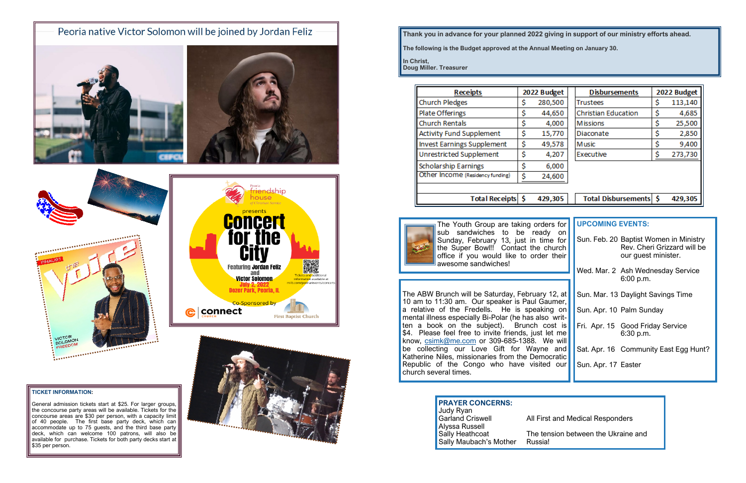## Peoria native Victor Solomon will be joined by Jordan Feliz

**TICKET INFORMATION:**

General admission tickets start at $25. For larger groups, the concourse party areas will be available. Tickets for the concourse areas are $30 per person, with a capacity limit of 40 people. The first base party deck, which can accommodate up to 75 guests, and the third base party deck, which can welcome 100 patrons, will also be available for purchase. Tickets for both party decks start at $35 per person.

**Thank you in advance for your planned 2022 giving in support of our ministry efforts ahead.**

**The following is the Budget approved at the Annual Meeting on January 30.**

**In Christ,**
**Doug Miller. Treasurer**

| Receipts | 2022 Budget | Disbursements | 2022 Budget |
|---|---|---|---|
| Church Pledges | $ 280,500 | Trustees | $ 113,140 |
| Plate Offerings | $ 44,650 | Christian Education | $ 4,685 |
| Church Rentals | $ 4,000 | Missions | $ 25,500 |
| Activity Fund Supplement | $ 15,770 | Diaconate | $ 2,850 |
| Invest Earnings Supplement | $ 49,578 | Music | $ 9,400 |
| Unrestricted Supplement | $ 4,207 | Executive | $ 273,730 |
| Scholarship Earnings | $ 6,000 | | |
| Other Income (Residency funding) | $ 24,600 | | |
| **Total Receipts** | **$ 429,305** | **Total Disbursements** | **$ 429,305** |

The Youth Group are taking orders for sub sandwiches to be ready on Sunday, February 13, just in time for the Super Bowl!! Contact the church office if you would like to order their awesome sandwiches!

The ABW Brunch will be Saturday, February 12, at 10 am to 11:30 am. Our speaker is Paul Gaumer, a relative of the Fredells. He is speaking on mental illness especially Bi-Polar (he has also written a book on the subject). Brunch cost is $4. Please feel free to invite friends, just let me know, csimk@me.com or 309-685-1388. We will be collecting our Love Gift for Wayne and Katherine Niles, missionaries from the Democratic Republic of the Congo who have visited our church several times.

**UPCOMING EVENTS:**

- Sun. Feb. 20 Baptist Women in Ministry Rev. Cheri Grizzard will be our guest minister.
- Wed. Mar. 2 Ash Wednesday Service 6:00 p.m.
- Sun. Mar. 13 Daylight Savings Time
- Sun. Apr. 10 Palm Sunday
- Fri. Apr. 15 Good Friday Service 6:30 p.m.
- Sat. Apr. 16 Community East Egg Hunt?
- Sun. Apr. 17 Easter

**PRAYER CONCERNS:**

- Judy Ryan
- Garland Criswell
- Alyssa Russell
- Sally Heathcoat
- Sally Maubach's Mother
- All First and Medical Responders
- The tension between the Ukraine and Russia!